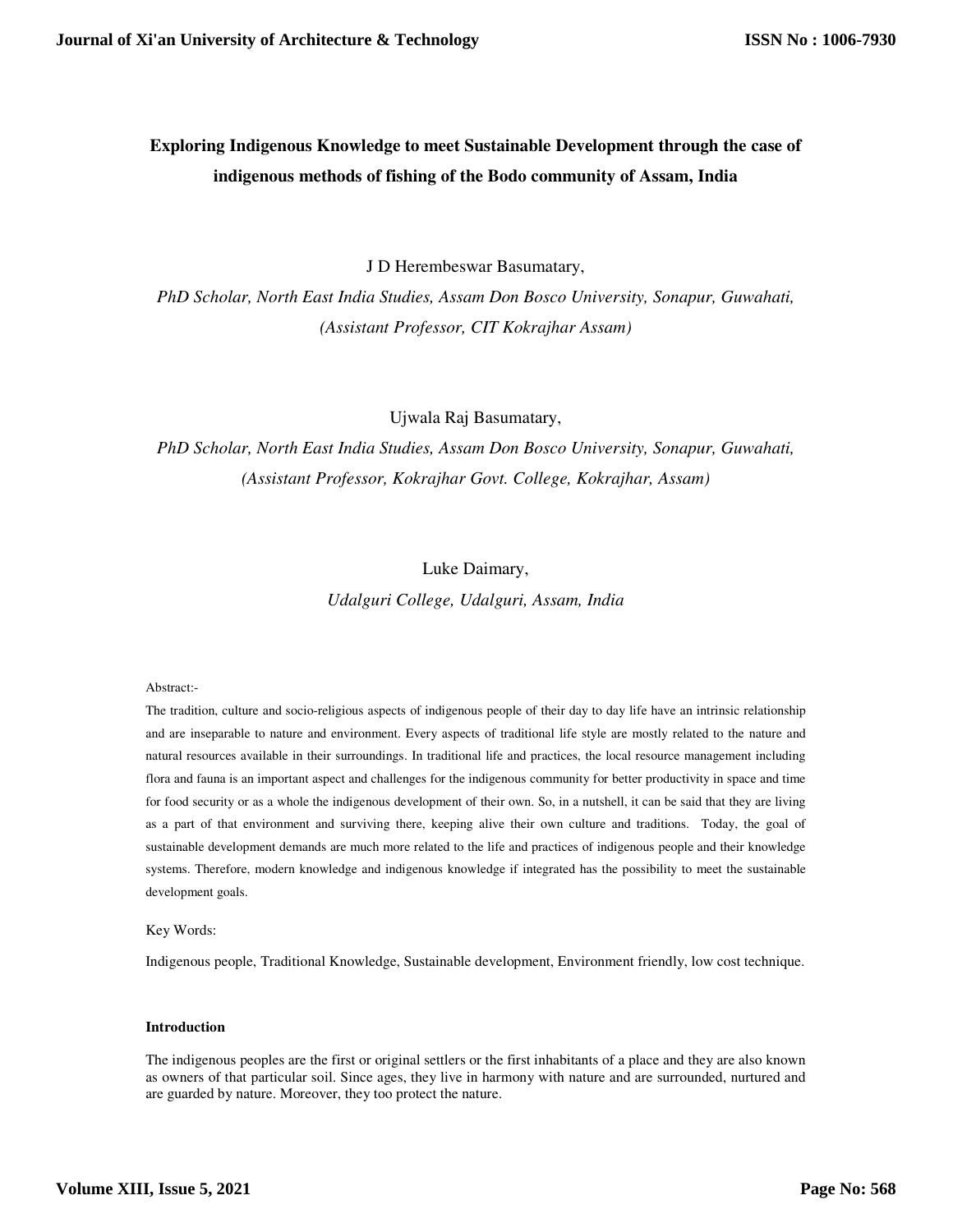# Exploring Indigenous Knowledge to meet Sustainable Development through the case of indigenous methods of fishing of the Bodo community of Assam, India

J D Herembeswar Basumatary,

*PhD Scholar, North East India Studies, Assam Don Bosco University, Sonapur, Guwahati, (Assistant Professor, CIT Kokrajhar Assam)*

Ujwala Raj Basumatary,

*PhD Scholar, North East India Studies, Assam Don Bosco University, Sonapur, Guwahati, (Assistant Professor, Kokrajhar Govt. College, Kokrajhar, Assam)*

Luke Daimary,

*Udalguri College, Udalguri, Assam, India*

Abstract:-

The tradition, culture and socio-religious aspects of indigenous people of their day to day life have an intrinsic relationship and are inseparable to nature and environment. Every aspects of traditional life style are mostly related to the nature and natural resources available in their surroundings. In traditional life and practices, the local resource management including flora and fauna is an important aspect and challenges for the indigenous community for better productivity in space and time for food security or as a whole the indigenous development of their own. So, in a nutshell, it can be said that they are living as a part of that environment and surviving there, keeping alive their own culture and traditions. Today, the goal of sustainable development demands are much more related to the life and practices of indigenous people and their knowledge systems. Therefore, modern knowledge and indigenous knowledge if integrated has the possibility to meet the sustainable development goals.

Key Words:

Indigenous people, Traditional Knowledge, Sustainable development, Environment friendly, low cost technique.

## Introduction

The indigenous peoples are the first or original settlers or the first inhabitants of a place and they are also known as owners of that particular soil. Since ages, they live in harmony with nature and are surrounded, nurtured and are guarded by nature. Moreover, they too protect the nature.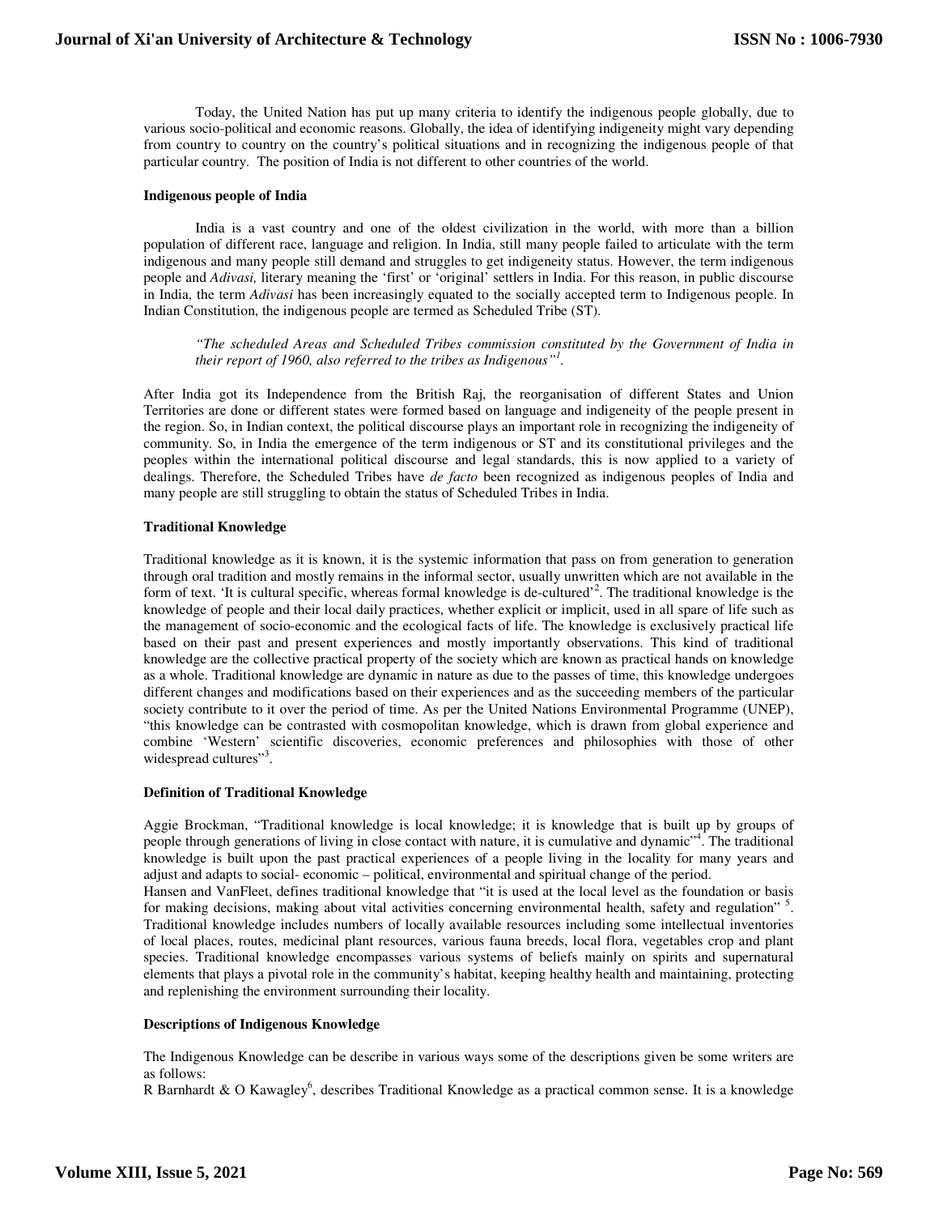Today, the United Nation has put up many criteria to identify the indigenous people globally, due to various socio-political and economic reasons. Globally, the idea of identifying indigeneity might vary depending from country to country on the country's political situations and in recognizing the indigenous people of that particular country. The position of India is not different to other countries of the world.

**Indigenous people of India**

India is a vast country and one of the oldest civilization in the world, with more than a billion population of different race, language and religion. In India, still many people failed to articulate with the term indigenous and many people still demand and struggles to get indigeneity status. However, the term indigenous people and *Adivasi,* literary meaning the 'first' or 'original' settlers in India. For this reason, in public discourse in India, the term *Adivasi* has been increasingly equated to the socially accepted term to Indigenous people. In Indian Constitution, the indigenous people are termed as Scheduled Tribe (ST).

> *"The scheduled Areas and Scheduled Tribes commission constituted by the Government of India in their report of 1960, also referred to the tribes as Indigenous"[1].*

After India got its Independence from the British Raj, the reorganisation of different States and Union Territories are done or different states were formed based on language and indigeneity of the people present in the region. So, in Indian context, the political discourse plays an important role in recognizing the indigeneity of community. So, in India the emergence of the term indigenous or ST and its constitutional privileges and the peoples within the international political discourse and legal standards, this is now applied to a variety of dealings. Therefore, the Scheduled Tribes have *de facto* been recognized as indigenous peoples of India and many people are still struggling to obtain the status of Scheduled Tribes in India.

**Traditional Knowledge**

Traditional knowledge as it is known, it is the systemic information that pass on from generation to generation through oral tradition and mostly remains in the informal sector, usually unwritten which are not available in the form of text. 'It is cultural specific, whereas formal knowledge is de-cultured'[2]. The traditional knowledge is the knowledge of people and their local daily practices, whether explicit or implicit, used in all spare of life such as the management of socio-economic and the ecological facts of life. The knowledge is exclusively practical life based on their past and present experiences and mostly importantly observations. This kind of traditional knowledge are the collective practical property of the society which are known as practical hands on knowledge as a whole. Traditional knowledge are dynamic in nature as due to the passes of time, this knowledge undergoes different changes and modifications based on their experiences and as the succeeding members of the particular society contribute to it over the period of time. As per the United Nations Environmental Programme (UNEP), "this knowledge can be contrasted with cosmopolitan knowledge, which is drawn from global experience and combine 'Western' scientific discoveries, economic preferences and philosophies with those of other widespread cultures"[3].

**Definition of Traditional Knowledge**

Aggie Brockman, "Traditional knowledge is local knowledge; it is knowledge that is built up by groups of people through generations of living in close contact with nature, it is cumulative and dynamic"[4]. The traditional knowledge is built upon the past practical experiences of a people living in the locality for many years and adjust and adapts to social- economic – political, environmental and spiritual change of the period.

Hansen and VanFleet, defines traditional knowledge that "it is used at the local level as the foundation or basis for making decisions, making about vital activities concerning environmental health, safety and regulation" [5]. Traditional knowledge includes numbers of locally available resources including some intellectual inventories of local places, routes, medicinal plant resources, various fauna breeds, local flora, vegetables crop and plant species. Traditional knowledge encompasses various systems of beliefs mainly on spirits and supernatural elements that plays a pivotal role in the community's habitat, keeping healthy health and maintaining, protecting and replenishing the environment surrounding their locality.

**Descriptions of Indigenous Knowledge**

The Indigenous Knowledge can be describe in various ways some of the descriptions given be some writers are as follows:

R Barnhardt & O Kawagley[6], describes Traditional Knowledge as a practical common sense. It is a knowledge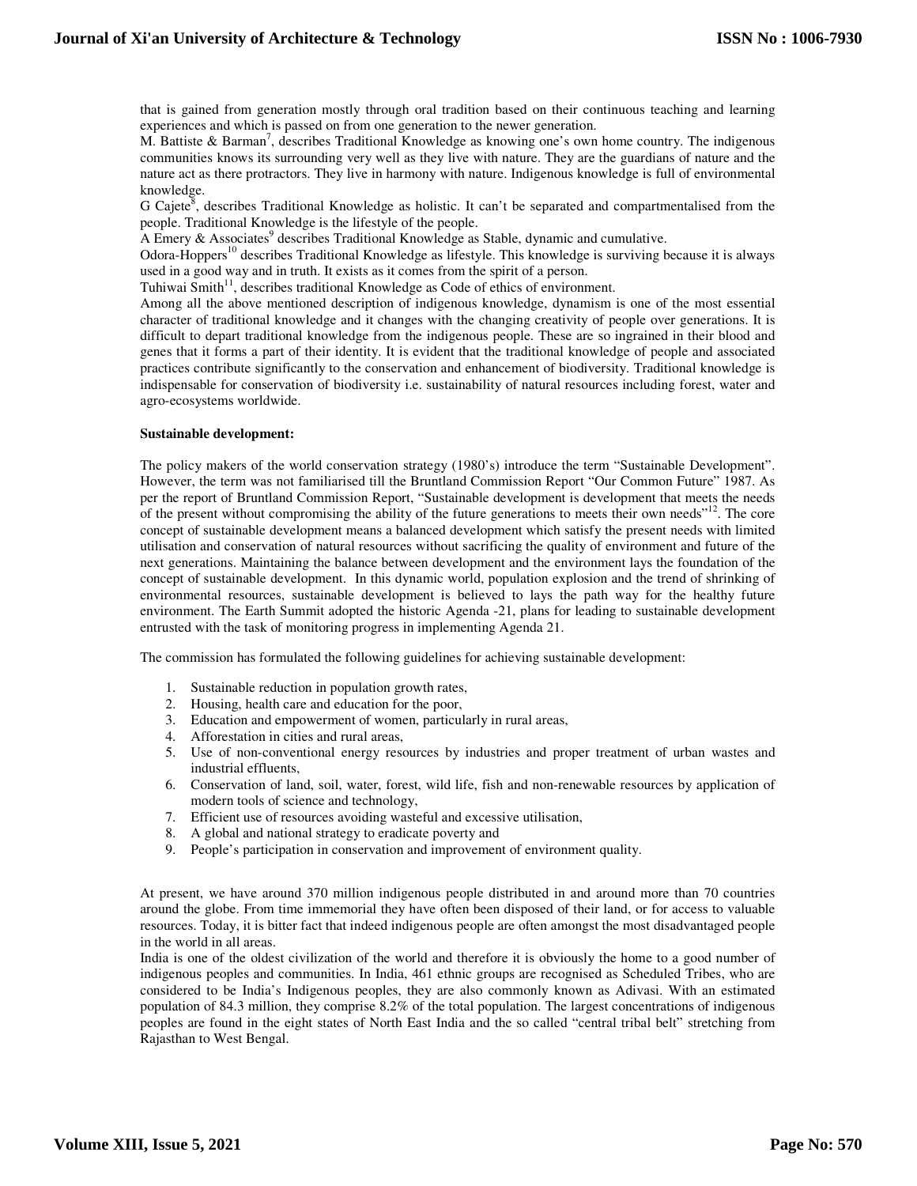that is gained from generation mostly through oral tradition based on their continuous teaching and learning experiences and which is passed on from one generation to the newer generation.

M. Battiste & Barman[7], describes Traditional Knowledge as knowing one's own home country. The indigenous communities knows its surrounding very well as they live with nature. They are the guardians of nature and the nature act as there protractors. They live in harmony with nature. Indigenous knowledge is full of environmental knowledge.

G Cajete[8], describes Traditional Knowledge as holistic. It can't be separated and compartmentalised from the people. Traditional Knowledge is the lifestyle of the people.

A Emery & Associates[9] describes Traditional Knowledge as Stable, dynamic and cumulative.

Odora-Hoppers[10] describes Traditional Knowledge as lifestyle. This knowledge is surviving because it is always used in a good way and in truth. It exists as it comes from the spirit of a person.

Tuhiwai Smith[11], describes traditional Knowledge as Code of ethics of environment.

Among all the above mentioned description of indigenous knowledge, dynamism is one of the most essential character of traditional knowledge and it changes with the changing creativity of people over generations. It is difficult to depart traditional knowledge from the indigenous people. These are so ingrained in their blood and genes that it forms a part of their identity. It is evident that the traditional knowledge of people and associated practices contribute significantly to the conservation and enhancement of biodiversity. Traditional knowledge is indispensable for conservation of biodiversity i.e. sustainability of natural resources including forest, water and agro-ecosystems worldwide.

**Sustainable development:**

The policy makers of the world conservation strategy (1980's) introduce the term "Sustainable Development". However, the term was not familiarised till the Bruntland Commission Report "Our Common Future" 1987. As per the report of Bruntland Commission Report, "Sustainable development is development that meets the needs of the present without compromising the ability of the future generations to meets their own needs"[12]. The core concept of sustainable development means a balanced development which satisfy the present needs with limited utilisation and conservation of natural resources without sacrificing the quality of environment and future of the next generations. Maintaining the balance between development and the environment lays the foundation of the concept of sustainable development. In this dynamic world, population explosion and the trend of shrinking of environmental resources, sustainable development is believed to lays the path way for the healthy future environment. The Earth Summit adopted the historic Agenda -21, plans for leading to sustainable development entrusted with the task of monitoring progress in implementing Agenda 21.

The commission has formulated the following guidelines for achieving sustainable development:

1. Sustainable reduction in population growth rates,
2. Housing, health care and education for the poor,
3. Education and empowerment of women, particularly in rural areas,
4. Afforestation in cities and rural areas,
5. Use of non-conventional energy resources by industries and proper treatment of urban wastes and industrial effluents,
6. Conservation of land, soil, water, forest, wild life, fish and non-renewable resources by application of modern tools of science and technology,
7. Efficient use of resources avoiding wasteful and excessive utilisation,
8. A global and national strategy to eradicate poverty and
9. People's participation in conservation and improvement of environment quality.

At present, we have around 370 million indigenous people distributed in and around more than 70 countries around the globe. From time immemorial they have often been disposed of their land, or for access to valuable resources. Today, it is bitter fact that indeed indigenous people are often amongst the most disadvantaged people in the world in all areas.

India is one of the oldest civilization of the world and therefore it is obviously the home to a good number of indigenous peoples and communities. In India, 461 ethnic groups are recognised as Scheduled Tribes, who are considered to be India's Indigenous peoples, they are also commonly known as Adivasi. With an estimated population of 84.3 million, they comprise 8.2% of the total population. The largest concentrations of indigenous peoples are found in the eight states of North East India and the so called "central tribal belt" stretching from Rajasthan to West Bengal.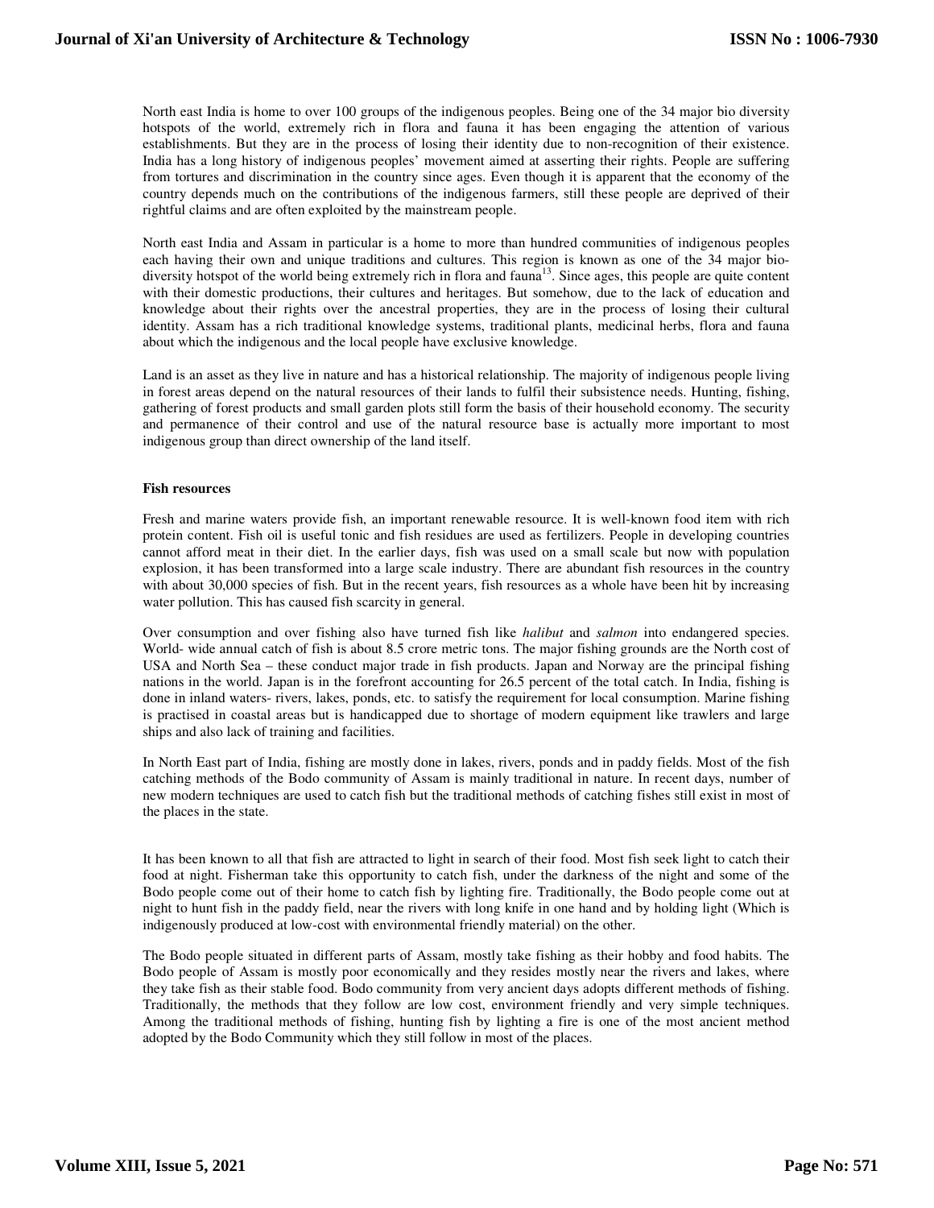North east India is home to over 100 groups of the indigenous peoples. Being one of the 34 major bio diversity hotspots of the world, extremely rich in flora and fauna it has been engaging the attention of various establishments. But they are in the process of losing their identity due to non-recognition of their existence. India has a long history of indigenous peoples' movement aimed at asserting their rights. People are suffering from tortures and discrimination in the country since ages. Even though it is apparent that the economy of the country depends much on the contributions of the indigenous farmers, still these people are deprived of their rightful claims and are often exploited by the mainstream people.

North east India and Assam in particular is a home to more than hundred communities of indigenous peoples each having their own and unique traditions and cultures. This region is known as one of the 34 major bio-diversity hotspot of the world being extremely rich in flora and fauna[13]. Since ages, this people are quite content with their domestic productions, their cultures and heritages. But somehow, due to the lack of education and knowledge about their rights over the ancestral properties, they are in the process of losing their cultural identity. Assam has a rich traditional knowledge systems, traditional plants, medicinal herbs, flora and fauna about which the indigenous and the local people have exclusive knowledge.

Land is an asset as they live in nature and has a historical relationship. The majority of indigenous people living in forest areas depend on the natural resources of their lands to fulfil their subsistence needs. Hunting, fishing, gathering of forest products and small garden plots still form the basis of their household economy. The security and permanence of their control and use of the natural resource base is actually more important to most indigenous group than direct ownership of the land itself.

**Fish resources**

Fresh and marine waters provide fish, an important renewable resource. It is well-known food item with rich protein content. Fish oil is useful tonic and fish residues are used as fertilizers. People in developing countries cannot afford meat in their diet. In the earlier days, fish was used on a small scale but now with population explosion, it has been transformed into a large scale industry. There are abundant fish resources in the country with about 30,000 species of fish. But in the recent years, fish resources as a whole have been hit by increasing water pollution. This has caused fish scarcity in general.

Over consumption and over fishing also have turned fish like *halibut* and *salmon* into endangered species. World- wide annual catch of fish is about 8.5 crore metric tons. The major fishing grounds are the North cost of USA and North Sea – these conduct major trade in fish products. Japan and Norway are the principal fishing nations in the world. Japan is in the forefront accounting for 26.5 percent of the total catch. In India, fishing is done in inland waters- rivers, lakes, ponds, etc. to satisfy the requirement for local consumption. Marine fishing is practised in coastal areas but is handicapped due to shortage of modern equipment like trawlers and large ships and also lack of training and facilities.

In North East part of India, fishing are mostly done in lakes, rivers, ponds and in paddy fields. Most of the fish catching methods of the Bodo community of Assam is mainly traditional in nature. In recent days, number of new modern techniques are used to catch fish but the traditional methods of catching fishes still exist in most of the places in the state.

It has been known to all that fish are attracted to light in search of their food. Most fish seek light to catch their food at night. Fisherman take this opportunity to catch fish, under the darkness of the night and some of the Bodo people come out of their home to catch fish by lighting fire. Traditionally, the Bodo people come out at night to hunt fish in the paddy field, near the rivers with long knife in one hand and by holding light (Which is indigenously produced at low-cost with environmental friendly material) on the other.

The Bodo people situated in different parts of Assam, mostly take fishing as their hobby and food habits. The Bodo people of Assam is mostly poor economically and they resides mostly near the rivers and lakes, where they take fish as their stable food. Bodo community from very ancient days adopts different methods of fishing. Traditionally, the methods that they follow are low cost, environment friendly and very simple techniques. Among the traditional methods of fishing, hunting fish by lighting a fire is one of the most ancient method adopted by the Bodo Community which they still follow in most of the places.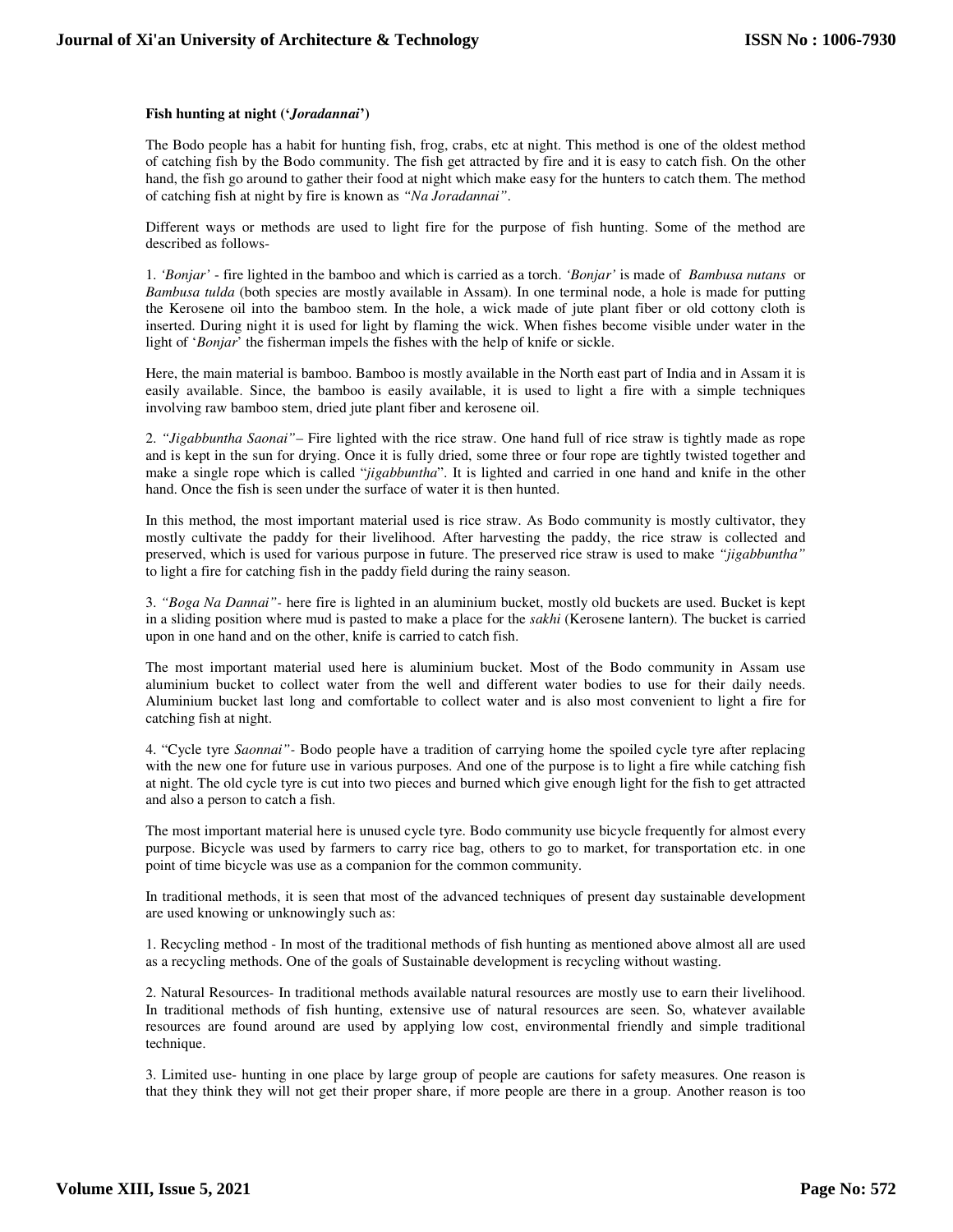**Fish hunting at night ('*Joradannai*')**

The Bodo people has a habit for hunting fish, frog, crabs, etc at night. This method is one of the oldest method of catching fish by the Bodo community. The fish get attracted by fire and it is easy to catch fish. On the other hand, the fish go around to gather their food at night which make easy for the hunters to catch them. The method of catching fish at night by fire is known as *"Na Joradannai"*.

Different ways or methods are used to light fire for the purpose of fish hunting. Some of the method are described as follows-

1. *'Bonjar'* - fire lighted in the bamboo and which is carried as a torch. *'Bonjar'* is made of *Bambusa nutans* or *Bambusa tulda* (both species are mostly available in Assam). In one terminal node, a hole is made for putting the Kerosene oil into the bamboo stem. In the hole, a wick made of jute plant fiber or old cottony cloth is inserted. During night it is used for light by flaming the wick. When fishes become visible under water in the light of '*Bonjar*' the fisherman impels the fishes with the help of knife or sickle.

Here, the main material is bamboo. Bamboo is mostly available in the North east part of India and in Assam it is easily available. Since, the bamboo is easily available, it is used to light a fire with a simple techniques involving raw bamboo stem, dried jute plant fiber and kerosene oil.

2. *"Jigabbuntha Saonai"*– Fire lighted with the rice straw. One hand full of rice straw is tightly made as rope and is kept in the sun for drying. Once it is fully dried, some three or four rope are tightly twisted together and make a single rope which is called "*jigabbuntha*". It is lighted and carried in one hand and knife in the other hand. Once the fish is seen under the surface of water it is then hunted.

In this method, the most important material used is rice straw. As Bodo community is mostly cultivator, they mostly cultivate the paddy for their livelihood. After harvesting the paddy, the rice straw is collected and preserved, which is used for various purpose in future. The preserved rice straw is used to make *"jigabbuntha"* to light a fire for catching fish in the paddy field during the rainy season.

3. *"Boga Na Dannai"*- here fire is lighted in an aluminium bucket, mostly old buckets are used. Bucket is kept in a sliding position where mud is pasted to make a place for the *sakhi* (Kerosene lantern). The bucket is carried upon in one hand and on the other, knife is carried to catch fish.

The most important material used here is aluminium bucket. Most of the Bodo community in Assam use aluminium bucket to collect water from the well and different water bodies to use for their daily needs. Aluminium bucket last long and comfortable to collect water and is also most convenient to light a fire for catching fish at night.

4. "Cycle tyre *Saonnai"*- Bodo people have a tradition of carrying home the spoiled cycle tyre after replacing with the new one for future use in various purposes. And one of the purpose is to light a fire while catching fish at night. The old cycle tyre is cut into two pieces and burned which give enough light for the fish to get attracted and also a person to catch a fish.

The most important material here is unused cycle tyre. Bodo community use bicycle frequently for almost every purpose. Bicycle was used by farmers to carry rice bag, others to go to market, for transportation etc. in one point of time bicycle was use as a companion for the common community.

In traditional methods, it is seen that most of the advanced techniques of present day sustainable development are used knowing or unknowingly such as:

1. Recycling method - In most of the traditional methods of fish hunting as mentioned above almost all are used as a recycling methods. One of the goals of Sustainable development is recycling without wasting.

2. Natural Resources- In traditional methods available natural resources are mostly use to earn their livelihood. In traditional methods of fish hunting, extensive use of natural resources are seen. So, whatever available resources are found around are used by applying low cost, environmental friendly and simple traditional technique.

3. Limited use- hunting in one place by large group of people are cautions for safety measures. One reason is that they think they will not get their proper share, if more people are there in a group. Another reason is too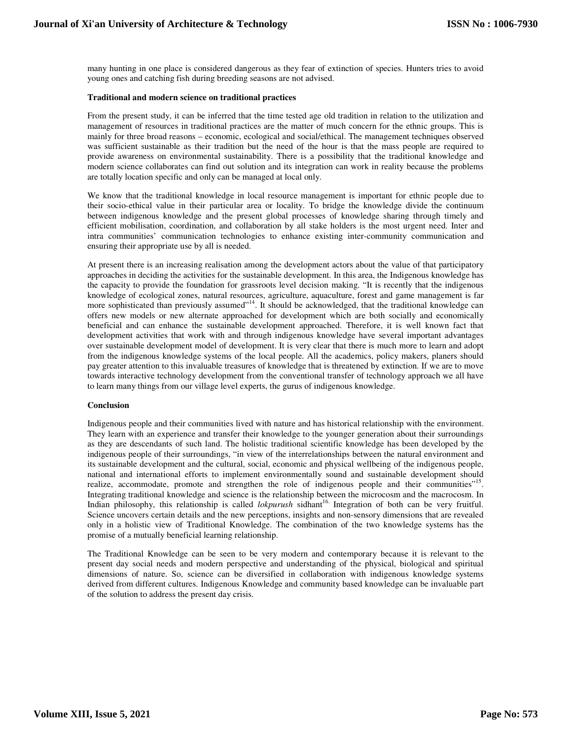many hunting in one place is considered dangerous as they fear of extinction of species. Hunters tries to avoid young ones and catching fish during breeding seasons are not advised.

**Traditional and modern science on traditional practices**

From the present study, it can be inferred that the time tested age old tradition in relation to the utilization and management of resources in traditional practices are the matter of much concern for the ethnic groups. This is mainly for three broad reasons – economic, ecological and social/ethical. The management techniques observed was sufficient sustainable as their tradition but the need of the hour is that the mass people are required to provide awareness on environmental sustainability. There is a possibility that the traditional knowledge and modern science collaborates can find out solution and its integration can work in reality because the problems are totally location specific and only can be managed at local only.

We know that the traditional knowledge in local resource management is important for ethnic people due to their socio-ethical value in their particular area or locality. To bridge the knowledge divide the continuum between indigenous knowledge and the present global processes of knowledge sharing through timely and efficient mobilisation, coordination, and collaboration by all stake holders is the most urgent need. Inter and intra communities' communication technologies to enhance existing inter-community communication and ensuring their appropriate use by all is needed.

At present there is an increasing realisation among the development actors about the value of that participatory approaches in deciding the activities for the sustainable development. In this area, the Indigenous knowledge has the capacity to provide the foundation for grassroots level decision making. "It is recently that the indigenous knowledge of ecological zones, natural resources, agriculture, aquaculture, forest and game management is far more sophisticated than previously assumed"[14]. It should be acknowledged, that the traditional knowledge can offers new models or new alternate approached for development which are both socially and economically beneficial and can enhance the sustainable development approached. Therefore, it is well known fact that development activities that work with and through indigenous knowledge have several important advantages over sustainable development model of development. It is very clear that there is much more to learn and adopt from the indigenous knowledge systems of the local people. All the academics, policy makers, planers should pay greater attention to this invaluable treasures of knowledge that is threatened by extinction. If we are to move towards interactive technology development from the conventional transfer of technology approach we all have to learn many things from our village level experts, the gurus of indigenous knowledge.

**Conclusion**

Indigenous people and their communities lived with nature and has historical relationship with the environment. They learn with an experience and transfer their knowledge to the younger generation about their surroundings as they are descendants of such land. The holistic traditional scientific knowledge has been developed by the indigenous people of their surroundings, "in view of the interrelationships between the natural environment and its sustainable development and the cultural, social, economic and physical wellbeing of the indigenous people, national and international efforts to implement environmentally sound and sustainable development should realize, accommodate, promote and strengthen the role of indigenous people and their communities"[15]. Integrating traditional knowledge and science is the relationship between the microcosm and the macrocosm. In Indian philosophy, this relationship is called *lokpurush* sidhant[16]. Integration of both can be very fruitful. Science uncovers certain details and the new perceptions, insights and non-sensory dimensions that are revealed only in a holistic view of Traditional Knowledge. The combination of the two knowledge systems has the promise of a mutually beneficial learning relationship.

The Traditional Knowledge can be seen to be very modern and contemporary because it is relevant to the present day social needs and modern perspective and understanding of the physical, biological and spiritual dimensions of nature. So, science can be diversified in collaboration with indigenous knowledge systems derived from different cultures. Indigenous Knowledge and community based knowledge can be invaluable part of the solution to address the present day crisis.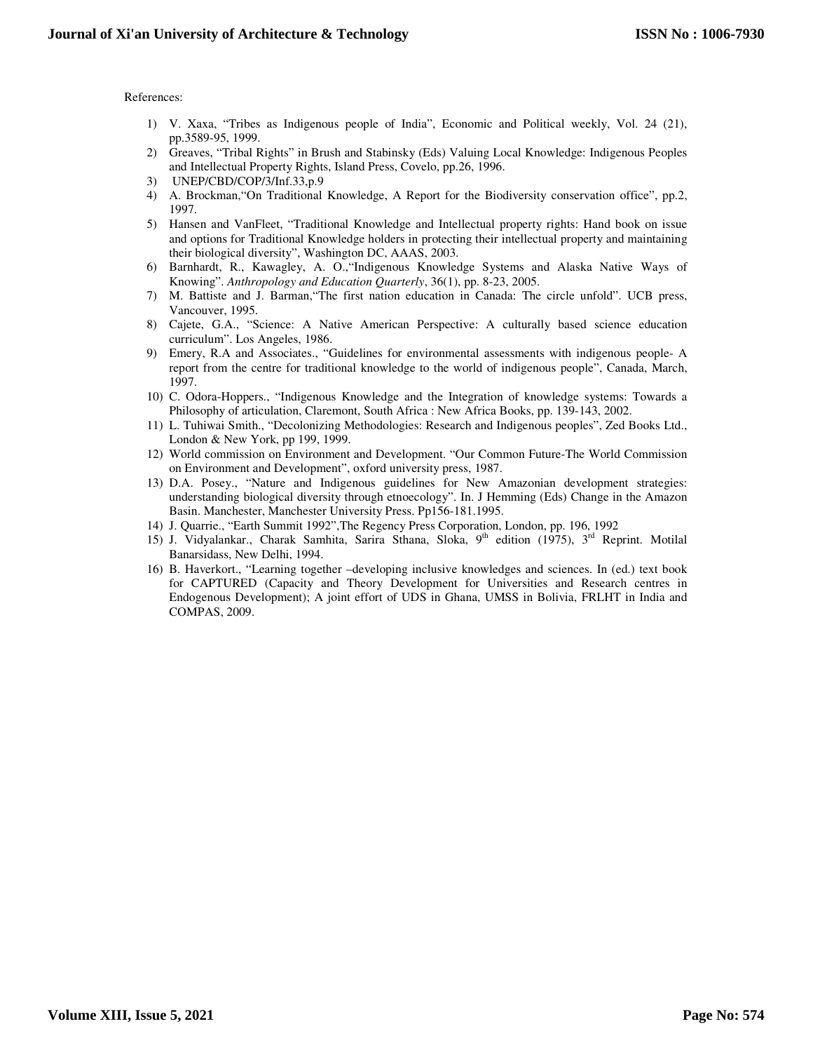References:

1) V. Xaxa, "Tribes as Indigenous people of India", Economic and Political weekly, Vol. 24 (21), pp.3589-95, 1999.
2) Greaves, "Tribal Rights" in Brush and Stabinsky (Eds) Valuing Local Knowledge: Indigenous Peoples and Intellectual Property Rights, Island Press, Covelo, pp.26, 1996.
3) UNEP/CBD/COP/3/Inf.33,p.9
4) A. Brockman,"On Traditional Knowledge, A Report for the Biodiversity conservation office", pp.2, 1997.
5) Hansen and VanFleet, "Traditional Knowledge and Intellectual property rights: Hand book on issue and options for Traditional Knowledge holders in protecting their intellectual property and maintaining their biological diversity", Washington DC, AAAS, 2003.
6) Barnhardt, R., Kawagley, A. O.,"Indigenous Knowledge Systems and Alaska Native Ways of Knowing". *Anthropology and Education Quarterly*, 36(1), pp. 8-23, 2005.
7) M. Battiste and J. Barman,"The first nation education in Canada: The circle unfold". UCB press, Vancouver, 1995.
8) Cajete, G.A., "Science: A Native American Perspective: A culturally based science education curriculum". Los Angeles, 1986.
9) Emery, R.A and Associates., "Guidelines for environmental assessments with indigenous people- A report from the centre for traditional knowledge to the world of indigenous people", Canada, March, 1997.
10) C. Odora-Hoppers., "Indigenous Knowledge and the Integration of knowledge systems: Towards a Philosophy of articulation, Claremont, South Africa : New Africa Books, pp. 139-143, 2002.
11) L. Tuhiwai Smith., "Decolonizing Methodologies: Research and Indigenous peoples", Zed Books Ltd., London & New York, pp 199, 1999.
12) World commission on Environment and Development. "Our Common Future-The World Commission on Environment and Development", oxford university press, 1987.
13) D.A. Posey., "Nature and Indigenous guidelines for New Amazonian development strategies: understanding biological diversity through etnoecology". In. J Hemming (Eds) Change in the Amazon Basin. Manchester, Manchester University Press. Pp156-181.1995.
14) J. Quarrie., "Earth Summit 1992",The Regency Press Corporation, London, pp. 196, 1992
15) J. Vidyalankar., Charak Samhita, Sarira Sthana, Sloka, 9th edition (1975), 3rd Reprint. Motilal Banarsidass, New Delhi, 1994.
16) B. Haverkort., "Learning together –developing inclusive knowledges and sciences. In (ed.) text book for CAPTURED (Capacity and Theory Development for Universities and Research centres in Endogenous Development); A joint effort of UDS in Ghana, UMSS in Bolivia, FRLHT in India and COMPAS, 2009.